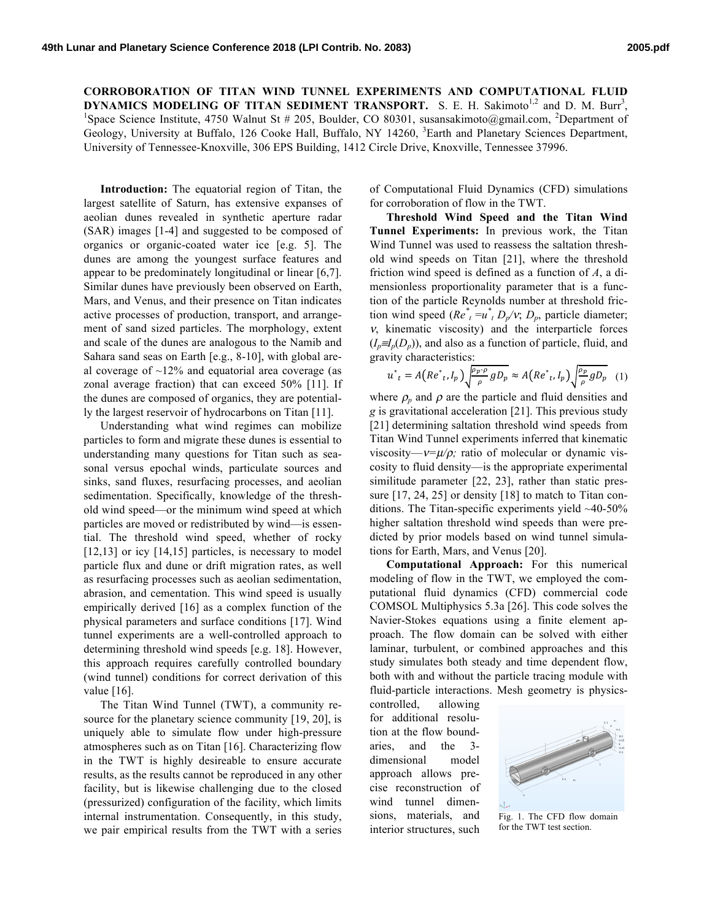**CORROBORATION OF TITAN WIND TUNNEL EXPERIMENTS AND COMPUTATIONAL FLUID DYNAMICS MODELING OF TITAN SEDIMENT TRANSPORT.** S. E. H. Sakimoto[1,2] and D. M. Burr[3], [1]Space Science Institute, 4750 Walnut St # 205, Boulder, CO 80301, susansakimoto@gmail.com, [2]Department of Geology, University at Buffalo, 126 Cooke Hall, Buffalo, NY 14260, [3]Earth and Planetary Sciences Department, University of Tennessee-Knoxville, 306 EPS Building, 1412 Circle Drive, Knoxville, Tennessee 37996.

**Introduction:** The equatorial region of Titan, the largest satellite of Saturn, has extensive expanses of aeolian dunes revealed in synthetic aperture radar (SAR) images [1-4] and suggested to be composed of organics or organic-coated water ice [e.g. 5]. The dunes are among the youngest surface features and appear to be predominately longitudinal or linear [6,7]. Similar dunes have previously been observed on Earth, Mars, and Venus, and their presence on Titan indicates active processes of production, transport, and arrangement of sand sized particles. The morphology, extent and scale of the dunes are analogous to the Namib and Sahara sand seas on Earth [e.g., 8-10], with global areal coverage of ~12% and equatorial area coverage (as zonal average fraction) that can exceed 50% [11]. If the dunes are composed of organics, they are potentially the largest reservoir of hydrocarbons on Titan [11].

Understanding what wind regimes can mobilize particles to form and migrate these dunes is essential to understanding many questions for Titan such as seasonal versus epochal winds, particulate sources and sinks, sand fluxes, resurfacing processes, and aeolian sedimentation. Specifically, knowledge of the threshold wind speed—or the minimum wind speed at which particles are moved or redistributed by wind—is essential. The threshold wind speed, whether of rocky [12,13] or icy [14,15] particles, is necessary to model particle flux and dune or drift migration rates, as well as resurfacing processes such as aeolian sedimentation, abrasion, and cementation. This wind speed is usually empirically derived [16] as a complex function of the physical parameters and surface conditions [17]. Wind tunnel experiments are a well-controlled approach to determining threshold wind speeds [e.g. 18]. However, this approach requires carefully controlled boundary (wind tunnel) conditions for correct derivation of this value [16].

The Titan Wind Tunnel (TWT), a community resource for the planetary science community [19, 20], is uniquely able to simulate flow under high-pressure atmospheres such as on Titan [16]. Characterizing flow in the TWT is highly desireable to ensure accurate results, as the results cannot be reproduced in any other facility, but is likewise challenging due to the closed (pressurized) configuration of the facility, which limits internal instrumentation. Consequently, in this study, we pair empirical results from the TWT with a series of Computational Fluid Dynamics (CFD) simulations for corroboration of flow in the TWT.

**Threshold Wind Speed and the Titan Wind Tunnel Experiments:** In previous work, the Titan Wind Tunnel was used to reassess the saltation threshold wind speeds on Titan [21], where the threshold friction wind speed is defined as a function of *A*, a dimensionless proportionality parameter that is a function of the particle Reynolds number at threshold friction wind speed ($Re^*_t = u^*_t D_p/\nu$; $D_p$, particle diameter; $\nu$, kinematic viscosity) and the interparticle forces ($I_p \equiv I_p(D_p)$), and also as a function of particle, fluid, and gravity characteristics:

$$u^*_t = A\left(Re^*_t, I_p\right)\sqrt{\frac{\rho_p - \rho}{\rho} g D_p} \approx A\left(Re^*_t, I_p\right)\sqrt{\frac{\rho_p}{\rho} g D_p} \quad (1)$$

where $\rho_p$ and $\rho$ are the particle and fluid densities and $g$ is gravitational acceleration [21]. This previous study [21] determining saltation threshold wind speeds from Titan Wind Tunnel experiments inferred that kinematic viscosity—$\nu = \mu/\rho$; ratio of molecular or dynamic viscosity to fluid density—is the appropriate experimental similitude parameter [22, 23], rather than static pressure [17, 24, 25] or density [18] to match to Titan conditions. The Titan-specific experiments yield ~40-50% higher saltation threshold wind speeds than were predicted by prior models based on wind tunnel simulations for Earth, Mars, and Venus [20].

**Computational Approach:** For this numerical modeling of flow in the TWT, we employed the computational fluid dynamics (CFD) commercial code COMSOL Multiphysics 5.3a [26]. This code solves the Navier-Stokes equations using a finite element approach. The flow domain can be solved with either laminar, turbulent, or combined approaches and this study simulates both steady and time dependent flow, both with and without the particle tracing module with fluid-particle interactions. Mesh geometry is physics-controlled, allowing for additional resolution at the flow boundaries, and the 3-dimensional model approach allows precise reconstruction of wind tunnel dimensions, materials, and interior structures, such

Fig. 1. The CFD flow domain for the TWT test section.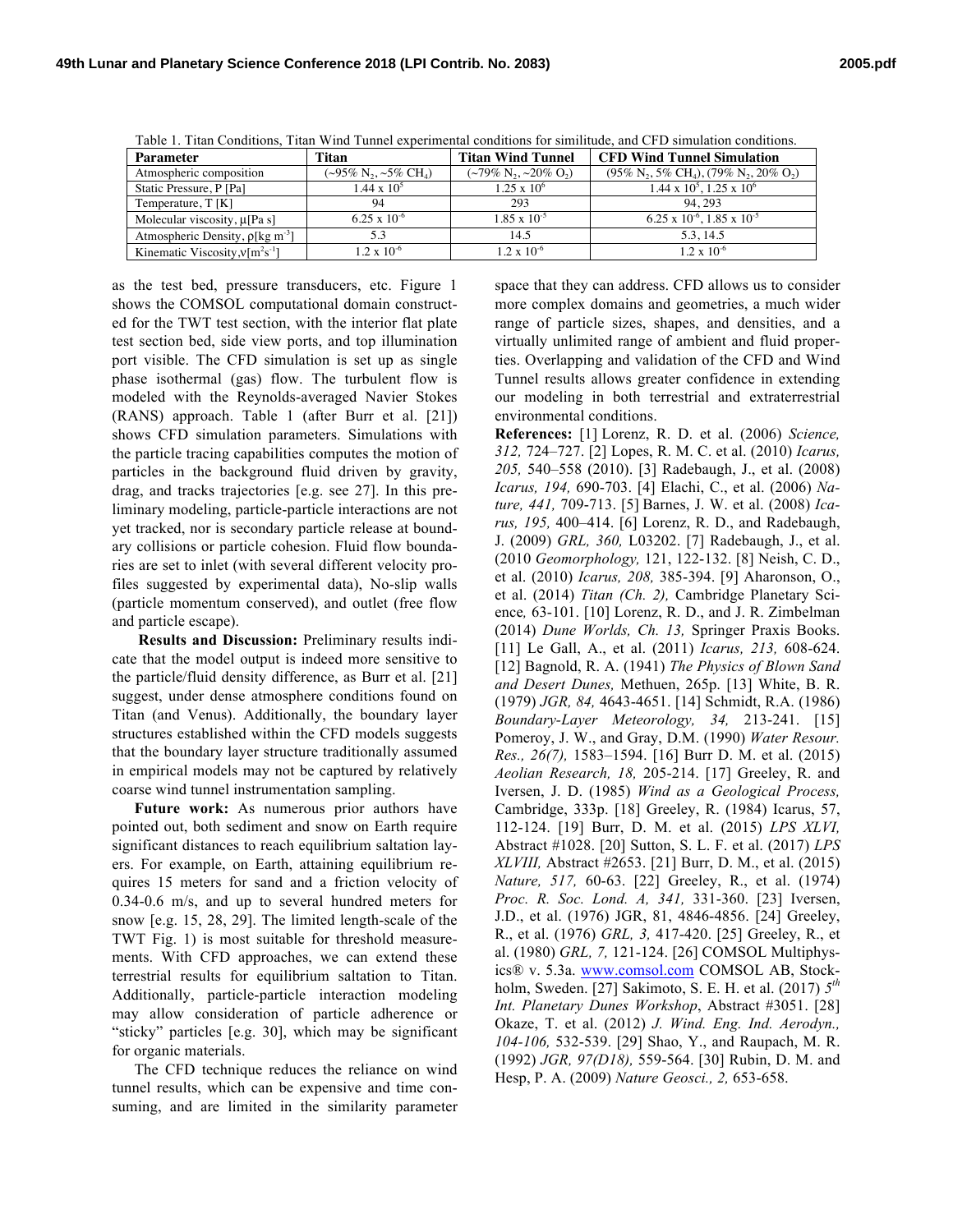Table 1. Titan Conditions, Titan Wind Tunnel experimental conditions for similitude, and CFD simulation conditions.

| Parameter | Titan | Titan Wind Tunnel | CFD Wind Tunnel Simulation |
|---|---|---|---|
| Atmospheric composition | (~95% $N_2$, ~5% $CH_4$) | (~79% $N_2$, ~20% $O_2$) | (95% $N_2$, 5% $CH_4$), (79% $N_2$, 20% $O_2$) |
| Static Pressure, P [Pa] | $1.44 \times 10^5$ | $1.25 \times 10^6$ | $1.44 \times 10^5$, $1.25 \times 10^6$ |
| Temperature, T [K] | 94 | 293 | 94, 293 |
| Molecular viscosity, μ[Pa s] | $6.25 \times 10^{-6}$ | $1.85 \times 10^{-5}$ | $6.25 \times 10^{-6}$, $1.85 \times 10^{-5}$ |
| Atmospheric Density, ρ[kg $m^{-3}$] | 5.3 | 14.5 | 5.3, 14.5 |
| Kinematic Viscosity,ν[$m^2s^{-1}$] | $1.2 \times 10^{-6}$ | $1.2 \times 10^{-6}$ | $1.2 \times 10^{-6}$ |

as the test bed, pressure transducers, etc. Figure 1 shows the COMSOL computational domain constructed for the TWT test section, with the interior flat plate test section bed, side view ports, and top illumination port visible. The CFD simulation is set up as single phase isothermal (gas) flow. The turbulent flow is modeled with the Reynolds-averaged Navier Stokes (RANS) approach. Table 1 (after Burr et al. [21]) shows CFD simulation parameters. Simulations with the particle tracing capabilities computes the motion of particles in the background fluid driven by gravity, drag, and tracks trajectories [e.g. see 27]. In this preliminary modeling, particle-particle interactions are not yet tracked, nor is secondary particle release at boundary collisions or particle cohesion. Fluid flow boundaries are set to inlet (with several different velocity profiles suggested by experimental data), No-slip walls (particle momentum conserved), and outlet (free flow and particle escape).

**Results and Discussion:** Preliminary results indicate that the model output is indeed more sensitive to the particle/fluid density difference, as Burr et al. [21] suggest, under dense atmosphere conditions found on Titan (and Venus). Additionally, the boundary layer structures established within the CFD models suggests that the boundary layer structure traditionally assumed in empirical models may not be captured by relatively coarse wind tunnel instrumentation sampling.

**Future work:** As numerous prior authors have pointed out, both sediment and snow on Earth require significant distances to reach equilibrium saltation layers. For example, on Earth, attaining equilibrium requires 15 meters for sand and a friction velocity of 0.34-0.6 m/s, and up to several hundred meters for snow [e.g. 15, 28, 29]. The limited length-scale of the TWT Fig. 1) is most suitable for threshold measurements. With CFD approaches, we can extend these terrestrial results for equilibrium saltation to Titan. Additionally, particle-particle interaction modeling may allow consideration of particle adherence or "sticky" particles [e.g. 30], which may be significant for organic materials.

The CFD technique reduces the reliance on wind tunnel results, which can be expensive and time consuming, and are limited in the similarity parameter space that they can address. CFD allows us to consider more complex domains and geometries, a much wider range of particle sizes, shapes, and densities, and a virtually unlimited range of ambient and fluid properties. Overlapping and validation of the CFD and Wind Tunnel results allows greater confidence in extending our modeling in both terrestrial and extraterrestrial environmental conditions.

**References:** [1] Lorenz, R. D. et al. (2006) *Science, 312,* 724–727. [2] Lopes, R. M. C. et al. (2010) *Icarus, 205,* 540–558 (2010). [3] Radebaugh, J., et al. (2008) *Icarus, 194,* 690-703. [4] Elachi, C., et al. (2006) *Nature, 441,* 709-713. [5] Barnes, J. W. et al. (2008) *Icarus, 195,* 400–414. [6] Lorenz, R. D., and Radebaugh, J. (2009) *GRL, 360,* L03202. [7] Radebaugh, J., et al. (2010 *Geomorphology,* 121, 122-132. [8] Neish, C. D., et al. (2010) *Icarus, 208,* 385-394. [9] Aharonson, O., et al. (2014) *Titan (Ch. 2),* Cambridge Planetary Science*,* 63-101. [10] Lorenz, R. D., and J. R. Zimbelman (2014) *Dune Worlds, Ch. 13,* Springer Praxis Books. [11] Le Gall, A., et al. (2011) *Icarus, 213,* 608-624. [12] Bagnold, R. A. (1941) *The Physics of Blown Sand and Desert Dunes,* Methuen, 265p. [13] White, B. R. (1979) *JGR, 84,* 4643-4651. [14] Schmidt, R.A. (1986) *Boundary-Layer Meteorology, 34,* 213-241. [15] Pomeroy, J. W., and Gray, D.M. (1990) *Water Resour. Res., 26(7),* 1583–1594. [16] Burr D. M. et al. (2015) *Aeolian Research, 18,* 205-214. [17] Greeley, R. and Iversen, J. D. (1985) *Wind as a Geological Process,* Cambridge, 333p. [18] Greeley, R. (1984) Icarus, 57, 112-124. [19] Burr, D. M. et al. (2015) *LPS XLVI,* Abstract #1028. [20] Sutton, S. L. F. et al. (2017) *LPS XLVIII,* Abstract #2653. [21] Burr, D. M., et al. (2015) *Nature, 517,* 60-63. [22] Greeley, R., et al. (1974) *Proc. R. Soc. Lond. A, 341,* 331-360. [23] Iversen, J.D., et al. (1976) JGR, 81, 4846-4856. [24] Greeley, R., et al. (1976) *GRL, 3,* 417-420. [25] Greeley, R., et al. (1980) *GRL, 7,* 121-124. [26] COMSOL Multiphysics® v. 5.3a. www.comsol.com COMSOL AB, Stockholm, Sweden. [27] Sakimoto, S. E. H. et al. (2017) *5th Int. Planetary Dunes Workshop*, Abstract #3051. [28] Okaze, T. et al. (2012) *J. Wind. Eng. Ind. Aerodyn., 104-106,* 532-539. [29] Shao, Y., and Raupach, M. R. (1992) *JGR, 97(D18),* 559-564. [30] Rubin, D. M. and Hesp, P. A. (2009) *Nature Geosci., 2,* 653-658.